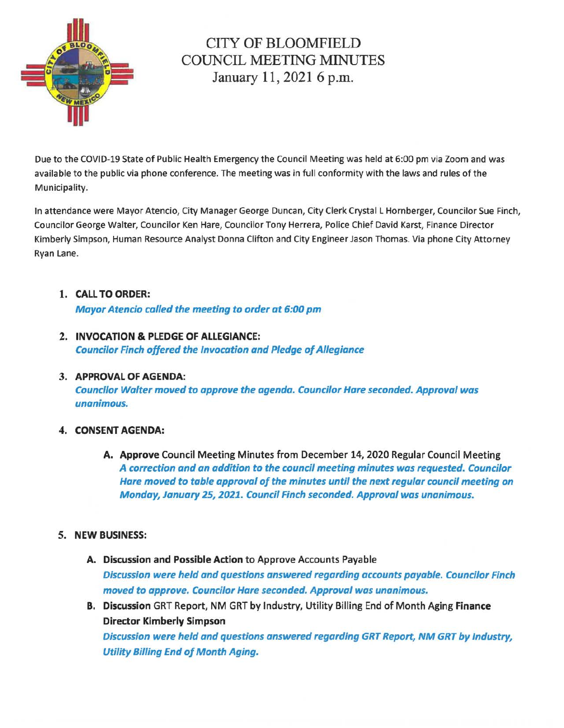# CITY OF BLOOMFIELD
# COUNCIL MEETING MINUTES
## January 11, 2021 6 p.m.

Due to the COVID-19 State of Public Health Emergency the Council Meeting was held at 6:00 pm via Zoom and was available to the public via phone conference. The meeting was in full conformity with the laws and rules of the Municipality.

In attendance were Mayor Atencio, City Manager George Duncan, City Clerk Crystal L Hornberger, Councilor Sue Finch, Councilor George Walter, Councilor Ken Hare, Councilor Tony Herrera, Police Chief David Karst, Finance Director Kimberly Simpson, Human Resource Analyst Donna Clifton and City Engineer Jason Thomas. Via phone City Attorney Ryan Lane.

1. **CALL TO ORDER:**
   ***Mayor Atencio called the meeting to order at 6:00 pm***

2. **INVOCATION & PLEDGE OF ALLEGIANCE:**
   ***Councilor Finch offered the Invocation and Pledge of Allegiance***

3. **APPROVAL OF AGENDA:**
   ***Councilor Walter moved to approve the agenda. Councilor Hare seconded. Approval was unanimous.***

4. **CONSENT AGENDA:**

   A. **Approve** Council Meeting Minutes from December 14, 2020 Regular Council Meeting
   ***A correction and an addition to the council meeting minutes was requested. Councilor Hare moved to table approval of the minutes until the next regular council meeting on Monday, January 25, 2021. Council Finch seconded. Approval was unanimous.***

5. **NEW BUSINESS:**

   A. **Discussion and Possible Action** to Approve Accounts Payable
   ***Discussion were held and questions answered regarding accounts payable. Councilor Finch moved to approve. Councilor Hare seconded. Approval was unanimous.***

   B. **Discussion** GRT Report, NM GRT by Industry, Utility Billing End of Month Aging **Finance Director Kimberly Simpson**
   ***Discussion were held and questions answered regarding GRT Report, NM GRT by Industry, Utility Billing End of Month Aging.***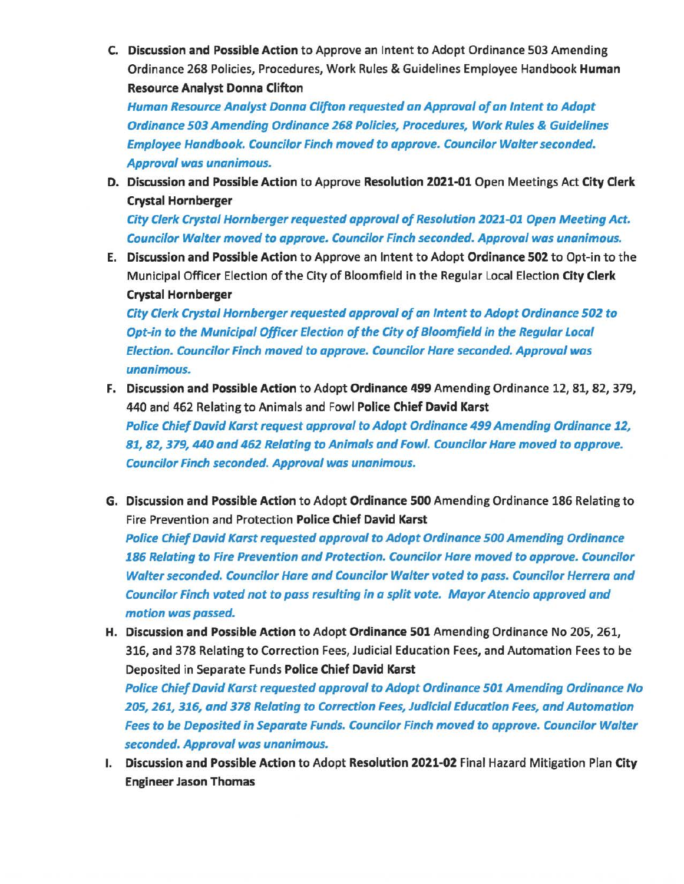C. **Discussion and Possible Action** to Approve an Intent to Adopt Ordinance 503 Amending Ordinance 268 Policies, Procedures, Work Rules & Guidelines Employee Handbook **Human Resource Analyst Donna Clifton**

   ***Human Resource Analyst Donna Clifton requested an Approval of an Intent to Adopt Ordinance 503 Amending Ordinance 268 Policies, Procedures, Work Rules & Guidelines Employee Handbook. Councilor Finch moved to approve. Councilor Walter seconded. Approval was unanimous.***

D. **Discussion and Possible Action** to Approve **Resolution 2021-01** Open Meetings Act **City Clerk Crystal Hornberger**

   ***City Clerk Crystal Hornberger requested approval of Resolution 2021-01 Open Meeting Act. Councilor Walter moved to approve. Councilor Finch seconded. Approval was unanimous.***

E. **Discussion and Possible Action** to Approve an Intent to Adopt **Ordinance 502** to Opt-in to the Municipal Officer Election of the City of Bloomfield in the Regular Local Election **City Clerk Crystal Hornberger**

   ***City Clerk Crystal Hornberger requested approval of an Intent to Adopt Ordinance 502 to Opt-in to the Municipal Officer Election of the City of Bloomfield in the Regular Local Election. Councilor Finch moved to approve. Councilor Hare seconded. Approval was unanimous.***

F. **Discussion and Possible Action** to Adopt **Ordinance 499** Amending Ordinance 12, 81, 82, 379, 440 and 462 Relating to Animals and Fowl **Police Chief David Karst**

   ***Police Chief David Karst request approval to Adopt Ordinance 499 Amending Ordinance 12, 81, 82, 379, 440 and 462 Relating to Animals and Fowl. Councilor Hare moved to approve. Councilor Finch seconded. Approval was unanimous.***

G. **Discussion and Possible Action** to Adopt **Ordinance 500** Amending Ordinance 186 Relating to Fire Prevention and Protection **Police Chief David Karst**

   ***Police Chief David Karst requested approval to Adopt Ordinance 500 Amending Ordinance 186 Relating to Fire Prevention and Protection. Councilor Hare moved to approve. Councilor Walter seconded. Councilor Hare and Councilor Walter voted to pass. Councilor Herrera and Councilor Finch voted not to pass resulting in a split vote. Mayor Atencio approved and motion was passed.***

H. **Discussion and Possible Action** to Adopt **Ordinance 501** Amending Ordinance No 205, 261, 316, and 378 Relating to Correction Fees, Judicial Education Fees, and Automation Fees to be Deposited in Separate Funds **Police Chief David Karst**

   ***Police Chief David Karst requested approval to Adopt Ordinance 501 Amending Ordinance No 205, 261, 316, and 378 Relating to Correction Fees, Judicial Education Fees, and Automation Fees to be Deposited in Separate Funds. Councilor Finch moved to approve. Councilor Walter seconded. Approval was unanimous.***

I. **Discussion and Possible Action** to Adopt **Resolution 2021-02** Final Hazard Mitigation Plan **City Engineer Jason Thomas**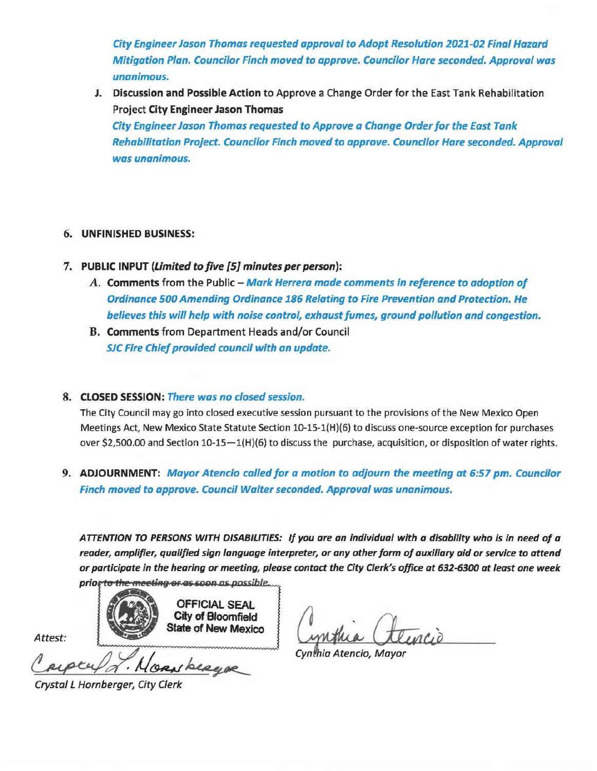*City Engineer Jason Thomas requested approval to Adopt Resolution 2021-02 Final Hazard Mitigation Plan. Councilor Finch moved to approve. Councilor Hare seconded. Approval was unanimous.*

**J. Discussion and Possible Action** to Approve a Change Order for the East Tank Rehabilitation Project **City Engineer Jason Thomas**

*City Engineer Jason Thomas requested to Approve a Change Order for the East Tank Rehabilitation Project. Councilor Finch moved to approve. Councilor Hare seconded. Approval was unanimous.*

**6. UNFINISHED BUSINESS:**

**7. PUBLIC INPUT (*Limited to five [5] minutes per person*):**

*A.* **Comments** from the Public – *Mark Herrera made comments in reference to adoption of Ordinance 500 Amending Ordinance 186 Relating to Fire Prevention and Protection. He believes this will help with noise control, exhaust fumes, ground pollution and congestion.*

**B. Comments** from Department Heads and/or Council
*SJC Fire Chief provided council with an update.*

**8. CLOSED SESSION:** *There was no closed session.*

The City Council may go into closed executive session pursuant to the provisions of the New Mexico Open Meetings Act, New Mexico State Statute Section 10-15-1(H)(6) to discuss one-source exception for purchases over $2,500.00 and Section 10-15—1(H)(6) to discuss the purchase, acquisition, or disposition of water rights.

**9. ADJOURNMENT:** *Mayor Atencio called for a motion to adjourn the meeting at 6:57 pm. Councilor Finch moved to approve. Council Walter seconded. Approval was unanimous.*

***ATTENTION TO PERSONS WITH DISABILITIES: If you are an individual with a disability who is in need of a reader, amplifier, qualified sign language interpreter, or any other form of auxiliary aid or service to attend or participate in the hearing or meeting, please contact the City Clerk's office at 632-6300 at least one week prior to the meeting or as soon as possible.***

OFFICIAL SEAL
City of Bloomfield
State of New Mexico

*Attest:*

*Crystal L Hornberger, City Clerk*

*Cynthia Atencio, Mayor*